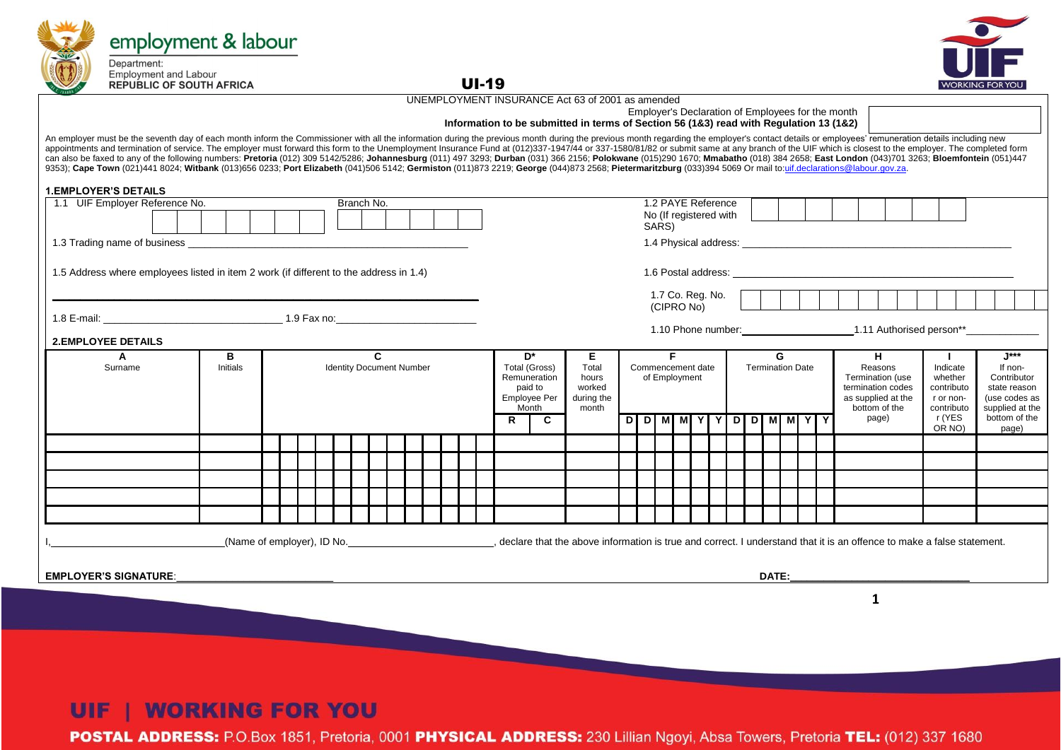employment & labour

Department:
Employment and Labour
**REPUBLIC OF SOUTH AFRICA**

# UI-19

UNEMPLOYMENT INSURANCE Act 63 of 2001 as amended

Employer's Declaration of Employees for the month

**Information to be submitted in terms of Section 56 (1&3) read with Regulation 13 (1&2)**

An employer must be the seventh day of each month inform the Commissioner with all the information during the previous month during the previous month regarding the employer's contact details or employees' remuneration details including new appointments and termination of service. The employer must forward this form to the Unemployment Insurance Fund at (012)337-1947/44 or 337-1580/81/82 or submit same at any branch of the UIF which is closest to the employer. The completed form can also be faxed to any of the following numbers: **Pretoria** (012) 309 5142/5286; **Johannesburg** (011) 497 3293; **Durban** (031) 366 2156; **Polokwane** (015)290 1670; **Mmabatho** (018) 384 2658; **East London** (043)701 3263; **Bloemfontein** (051)447 9353); **Cape Town** (021)441 8024; **Witbank** (013)656 0233; **Port Elizabeth** (041)506 5142; **Germiston** (011)873 2219; **George** (044)873 2568; **Pietermaritzburg** (033)394 5069 Or mail to:uif.declarations@labour.gov.za.

## 1.EMPLOYER'S DETAILS

1.1 UIF Employer Reference No. ____________ Branch No. ____________

1.2 PAYE Reference No (If registered with SARS) ____________

1.3 Trading name of business ____________

1.4 Physical address: ____________

1.5 Address where employees listed in item 2 work (if different to the address in 1.4) ____________

1.6 Postal address: ____________

1.7 Co. Reg. No. (CIPRO No) ____________

1.8 E-mail: ____________ 1.9 Fax no: ____________

1.10 Phone number: ____________ 1.11 Authorised person** ____________

## 2.EMPLOYEE DETAILS

| A<br>Surname | B<br>Initials | C<br>Identity Document Number | D*<br>Total (Gross) Remuneration paid to Employee Per Month | | E<br>Total hours worked during the month | F<br>Commencement date of Employment | G<br>Termination Date | H<br>Reasons Termination (use termination codes as supplied at the bottom of the page) | I<br>Indicate whether contributor or non-contributor (YES OR NO) | J***<br>If non-Contributor state reason (use codes as supplied at the bottom of the page) |
|---|---|---|---|---|---|---|---|---|---|---|
| | | | R | C | | D D M M Y Y | D D M M Y Y | | | |
| | | | | | | | | | | |
| | | | | | | | | | | |
| | | | | | | | | | | |
| | | | | | | | | | | |
| | | | | | | | | | | |

I, ____________ (Name of employer), ID No. ____________, declare that the above information is true and correct. I understand that it is an offence to make a false statement.

**EMPLOYER'S SIGNATURE**: ____________ **DATE:** ____________

**UIF | WORKING FOR YOU**

**POSTAL ADDRESS:** P.O.Box 1851, Pretoria, 0001 **PHYSICAL ADDRESS:** 230 Lillian Ngoyi, Absa Towers, Pretoria **TEL:** (012) 337 1680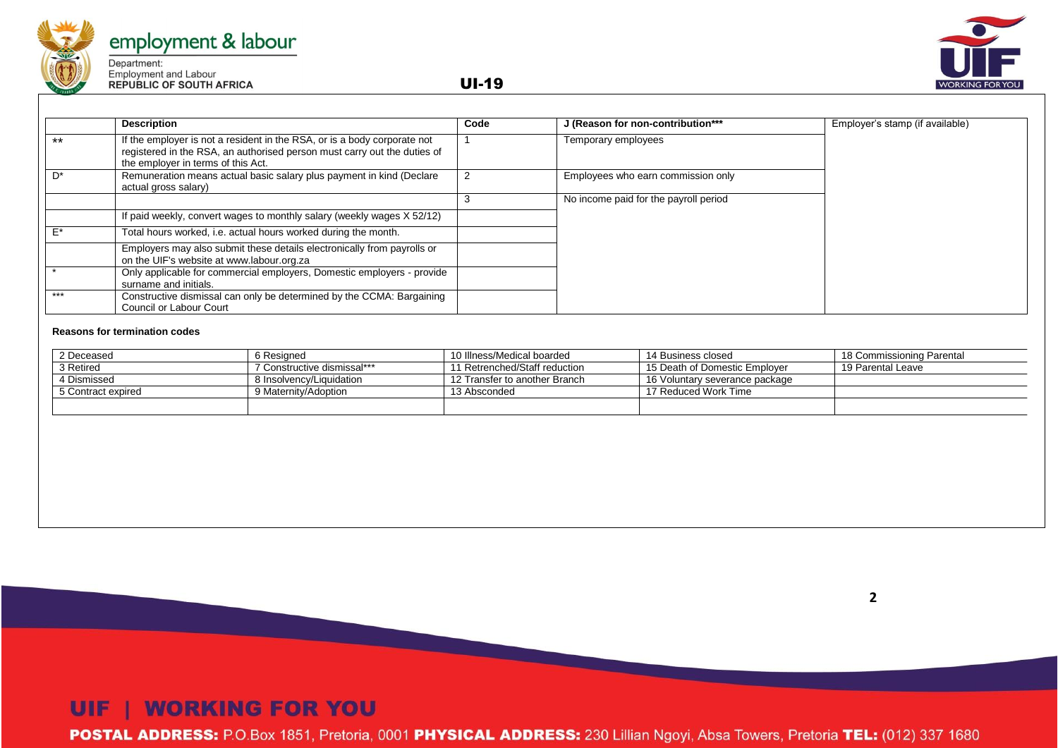|  | Description | Code | J (Reason for non-contribution*** | Employer's stamp (if available) |
|---|---|---|---|---|
| ** | If the employer is not a resident in the RSA, or is a body corporate not registered in the RSA, an authorised person must carry out the duties of the employer in terms of this Act. | 1 | Temporary employees | |
| D* | Remuneration means actual basic salary plus payment in kind (Declare actual gross salary) | 2 | Employees who earn commission only | |
|  |  | 3 | No income paid for the payroll period | |
|  | If paid weekly, convert wages to monthly salary (weekly wages X 52/12) |  |  | |
| E* | Total hours worked, i.e. actual hours worked during the month. |  |  | |
|  | Employers may also submit these details electronically from payrolls or on the UIF's website at www.labour.org.za |  |  | |
| * | Only applicable for commercial employers, Domestic employers - provide surname and initials. |  |  | |
| *** | Constructive dismissal can only be determined by the CCMA: Bargaining Council or Labour Court |  |  | |

**Reasons for termination codes**

| | | | | |
|---|---|---|---|---|
| 2 Deceased | 6 Resigned | 10 Illness/Medical boarded | 14 Business closed | 18 Commissioning Parental |
| 3 Retired | 7 Constructive dismissal*** | 11 Retrenched/Staff reduction | 15 Death of Domestic Employer | 19 Parental Leave |
| 4 Dismissed | 8 Insolvency/Liquidation | 12 Transfer to another Branch | 16 Voluntary severance package | |
| 5 Contract expired | 9 Maternity/Adoption | 13 Absconded | 17 Reduced Work Time | |
| | | | | |